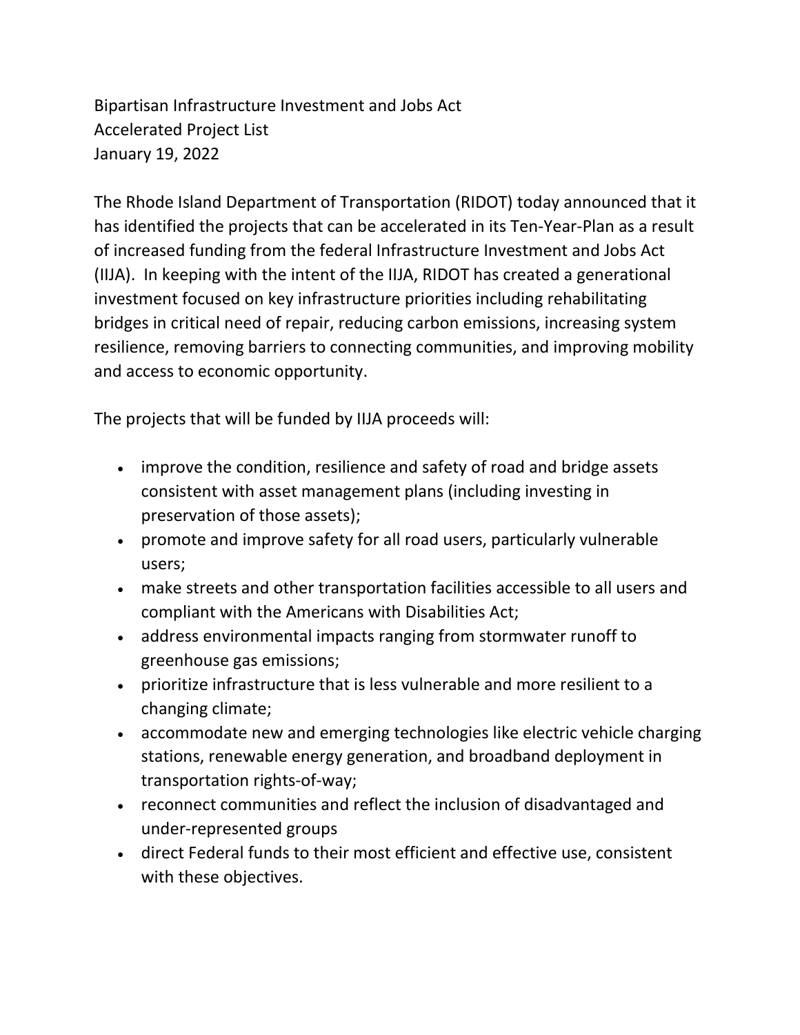Bipartisan Infrastructure Investment and Jobs Act
Accelerated Project List
January 19, 2022

The Rhode Island Department of Transportation (RIDOT) today announced that it has identified the projects that can be accelerated in its Ten-Year-Plan as a result of increased funding from the federal Infrastructure Investment and Jobs Act (IIJA). In keeping with the intent of the IIJA, RIDOT has created a generational investment focused on key infrastructure priorities including rehabilitating bridges in critical need of repair, reducing carbon emissions, increasing system resilience, removing barriers to connecting communities, and improving mobility and access to economic opportunity.

The projects that will be funded by IIJA proceeds will:

- improve the condition, resilience and safety of road and bridge assets consistent with asset management plans (including investing in preservation of those assets);
- promote and improve safety for all road users, particularly vulnerable users;
- make streets and other transportation facilities accessible to all users and compliant with the Americans with Disabilities Act;
- address environmental impacts ranging from stormwater runoff to greenhouse gas emissions;
- prioritize infrastructure that is less vulnerable and more resilient to a changing climate;
- accommodate new and emerging technologies like electric vehicle charging stations, renewable energy generation, and broadband deployment in transportation rights-of-way;
- reconnect communities and reflect the inclusion of disadvantaged and under-represented groups
- direct Federal funds to their most efficient and effective use, consistent with these objectives.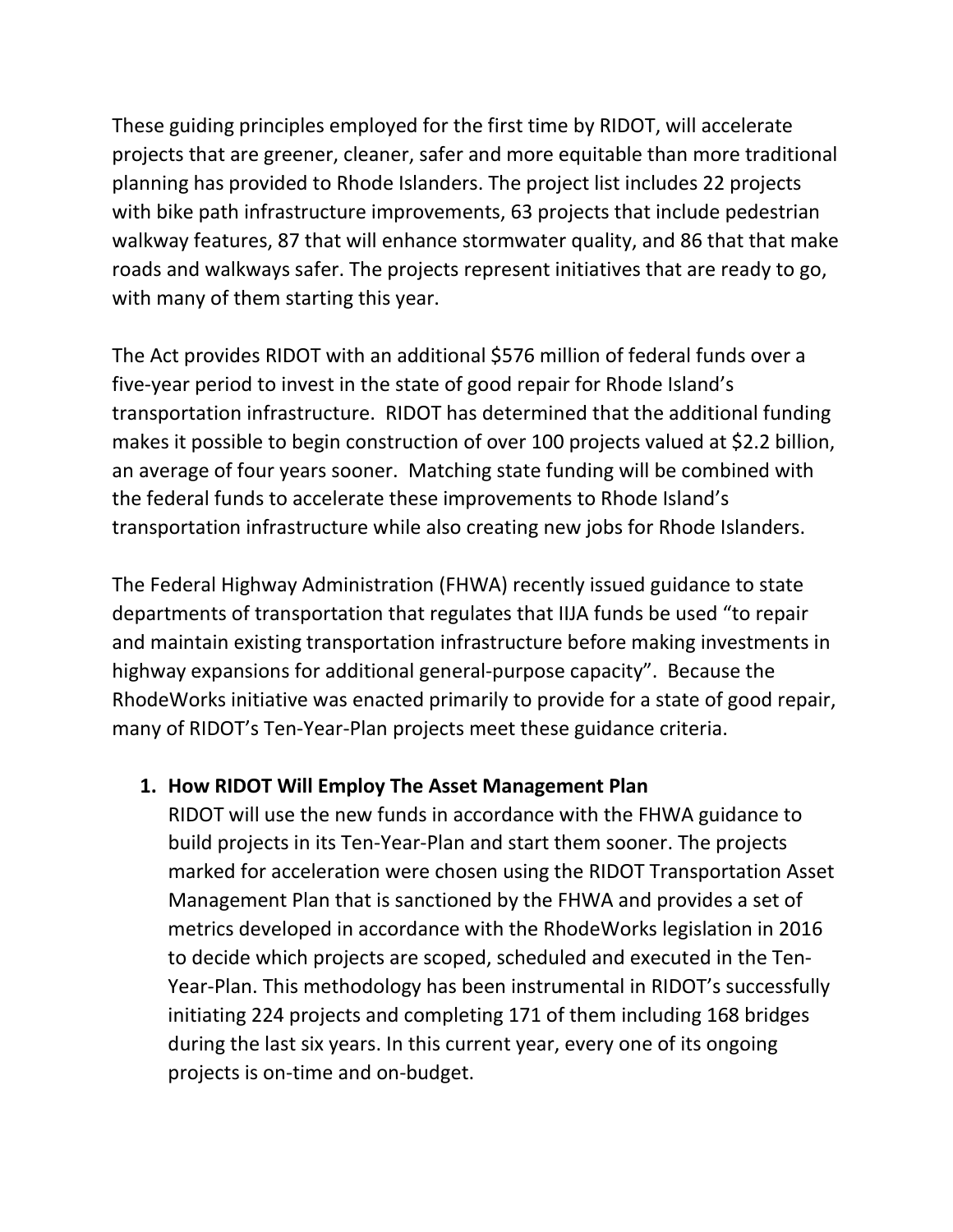These guiding principles employed for the first time by RIDOT, will accelerate projects that are greener, cleaner, safer and more equitable than more traditional planning has provided to Rhode Islanders. The project list includes 22 projects with bike path infrastructure improvements, 63 projects that include pedestrian walkway features, 87 that will enhance stormwater quality, and 86 that that make roads and walkways safer. The projects represent initiatives that are ready to go, with many of them starting this year.

The Act provides RIDOT with an additional $576 million of federal funds over a five-year period to invest in the state of good repair for Rhode Island's transportation infrastructure. RIDOT has determined that the additional funding makes it possible to begin construction of over 100 projects valued at $2.2 billion, an average of four years sooner. Matching state funding will be combined with the federal funds to accelerate these improvements to Rhode Island's transportation infrastructure while also creating new jobs for Rhode Islanders.

The Federal Highway Administration (FHWA) recently issued guidance to state departments of transportation that regulates that IIJA funds be used "to repair and maintain existing transportation infrastructure before making investments in highway expansions for additional general-purpose capacity". Because the RhodeWorks initiative was enacted primarily to provide for a state of good repair, many of RIDOT's Ten-Year-Plan projects meet these guidance criteria.

1. **How RIDOT Will Employ The Asset Management Plan**

   RIDOT will use the new funds in accordance with the FHWA guidance to build projects in its Ten-Year-Plan and start them sooner. The projects marked for acceleration were chosen using the RIDOT Transportation Asset Management Plan that is sanctioned by the FHWA and provides a set of metrics developed in accordance with the RhodeWorks legislation in 2016 to decide which projects are scoped, scheduled and executed in the Ten-Year-Plan. This methodology has been instrumental in RIDOT's successfully initiating 224 projects and completing 171 of them including 168 bridges during the last six years. In this current year, every one of its ongoing projects is on-time and on-budget.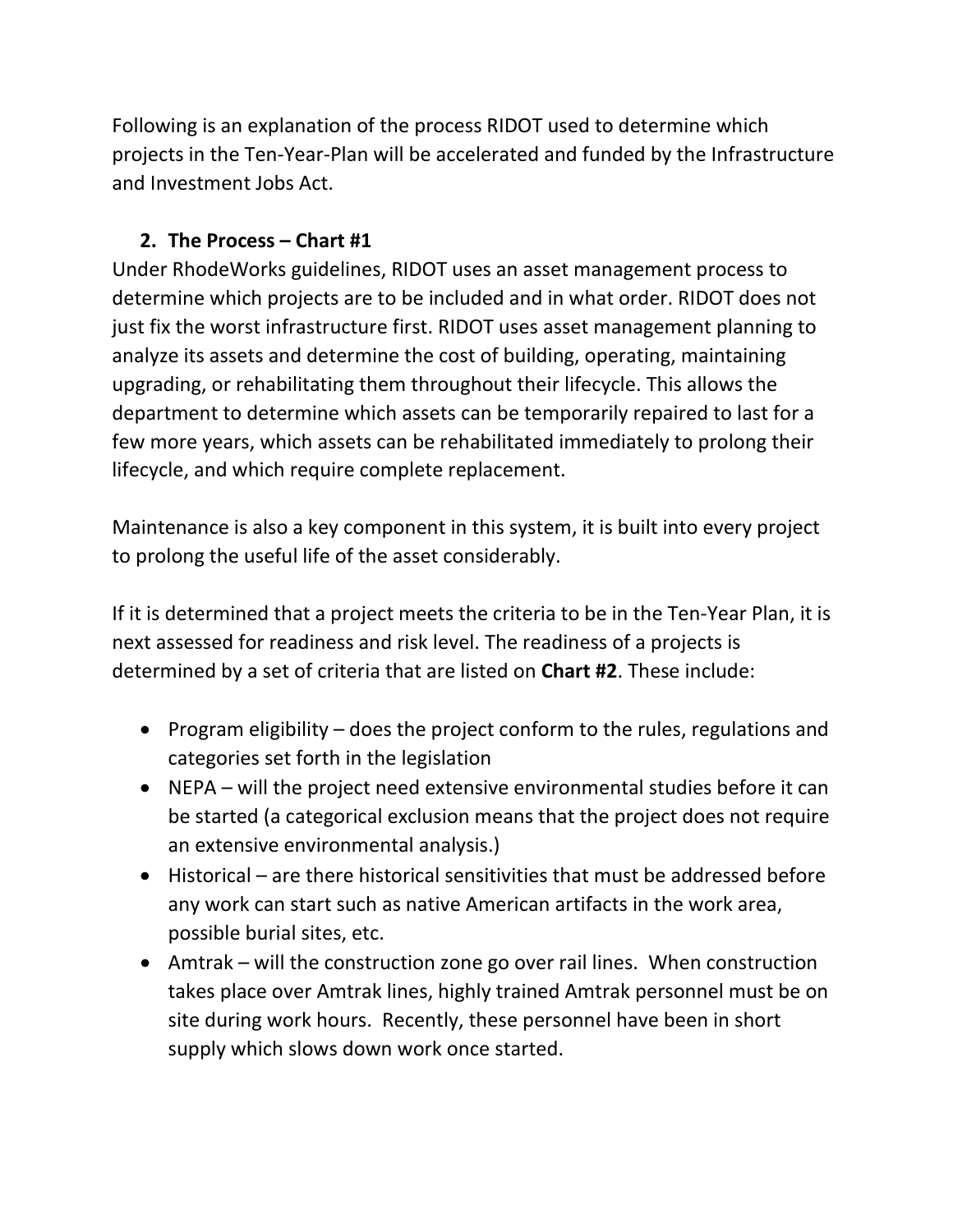Following is an explanation of the process RIDOT used to determine which projects in the Ten-Year-Plan will be accelerated and funded by the Infrastructure and Investment Jobs Act.

## 2. The Process – Chart #1

Under RhodeWorks guidelines, RIDOT uses an asset management process to determine which projects are to be included and in what order. RIDOT does not just fix the worst infrastructure first. RIDOT uses asset management planning to analyze its assets and determine the cost of building, operating, maintaining upgrading, or rehabilitating them throughout their lifecycle. This allows the department to determine which assets can be temporarily repaired to last for a few more years, which assets can be rehabilitated immediately to prolong their lifecycle, and which require complete replacement.

Maintenance is also a key component in this system, it is built into every project to prolong the useful life of the asset considerably.

If it is determined that a project meets the criteria to be in the Ten-Year Plan, it is next assessed for readiness and risk level. The readiness of a projects is determined by a set of criteria that are listed on **Chart #2**. These include:

- Program eligibility – does the project conform to the rules, regulations and categories set forth in the legislation
- NEPA – will the project need extensive environmental studies before it can be started (a categorical exclusion means that the project does not require an extensive environmental analysis.)
- Historical – are there historical sensitivities that must be addressed before any work can start such as native American artifacts in the work area, possible burial sites, etc.
- Amtrak – will the construction zone go over rail lines. When construction takes place over Amtrak lines, highly trained Amtrak personnel must be on site during work hours. Recently, these personnel have been in short supply which slows down work once started.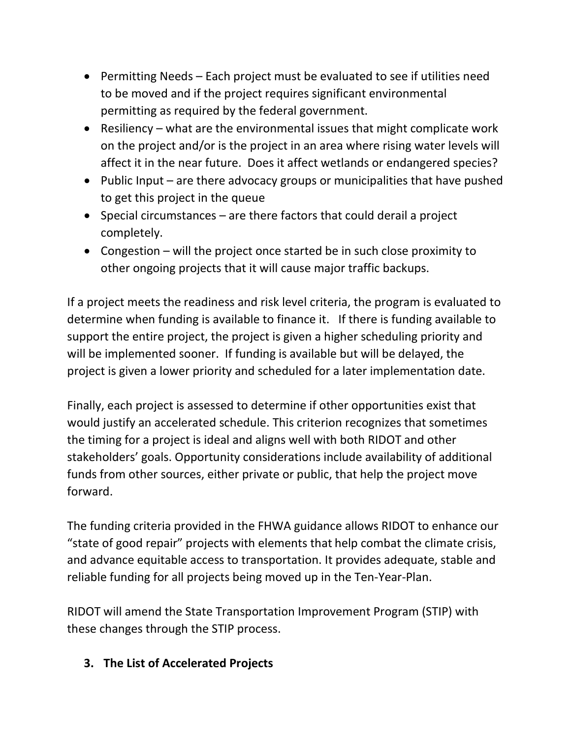- Permitting Needs – Each project must be evaluated to see if utilities need to be moved and if the project requires significant environmental permitting as required by the federal government.
- Resiliency – what are the environmental issues that might complicate work on the project and/or is the project in an area where rising water levels will affect it in the near future. Does it affect wetlands or endangered species?
- Public Input – are there advocacy groups or municipalities that have pushed to get this project in the queue
- Special circumstances – are there factors that could derail a project completely.
- Congestion – will the project once started be in such close proximity to other ongoing projects that it will cause major traffic backups.

If a project meets the readiness and risk level criteria, the program is evaluated to determine when funding is available to finance it. If there is funding available to support the entire project, the project is given a higher scheduling priority and will be implemented sooner. If funding is available but will be delayed, the project is given a lower priority and scheduled for a later implementation date.

Finally, each project is assessed to determine if other opportunities exist that would justify an accelerated schedule. This criterion recognizes that sometimes the timing for a project is ideal and aligns well with both RIDOT and other stakeholders' goals. Opportunity considerations include availability of additional funds from other sources, either private or public, that help the project move forward.

The funding criteria provided in the FHWA guidance allows RIDOT to enhance our "state of good repair" projects with elements that help combat the climate crisis, and advance equitable access to transportation. It provides adequate, stable and reliable funding for all projects being moved up in the Ten-Year-Plan.

RIDOT will amend the State Transportation Improvement Program (STIP) with these changes through the STIP process.

### 3. The List of Accelerated Projects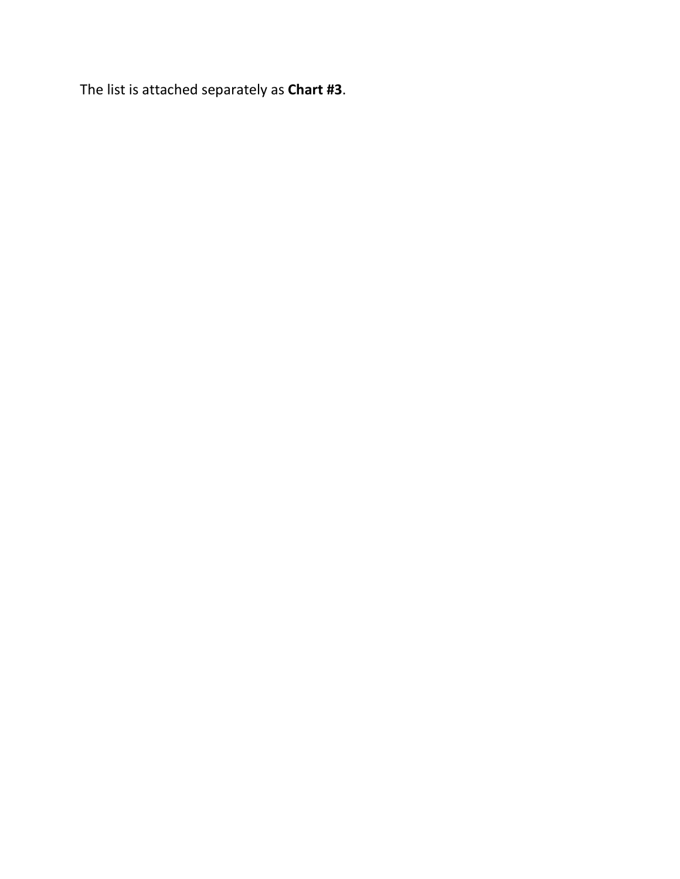The list is attached separately as **Chart #3**.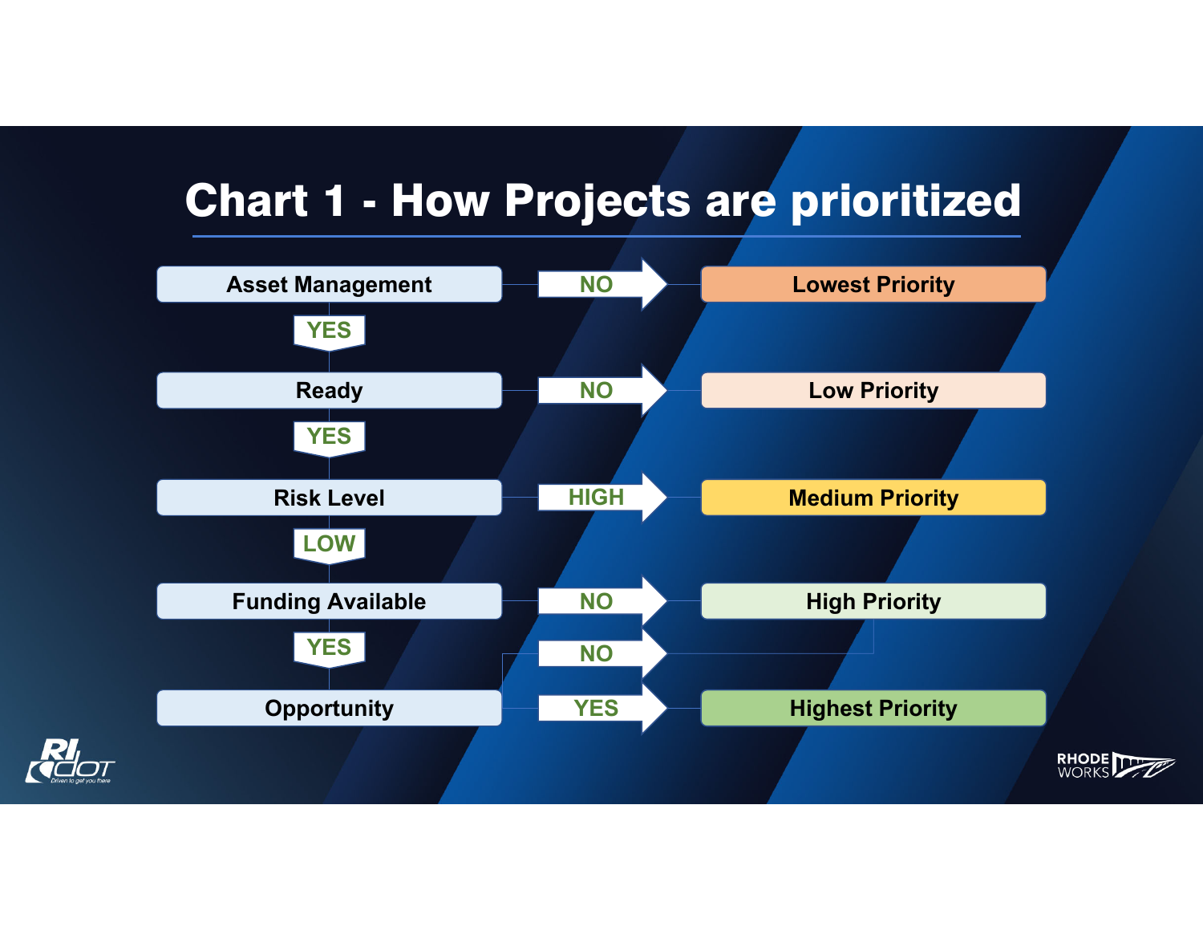# Chart 1 - How Projects are prioritized

Asset Management

NO

Lowest Priority

YES

Ready

NO

Low Priority

YES

Risk Level

HIGH

Medium Priority

LOW

Funding Available

NO

High Priority

YES

NO

Opportunity

YES

Highest Priority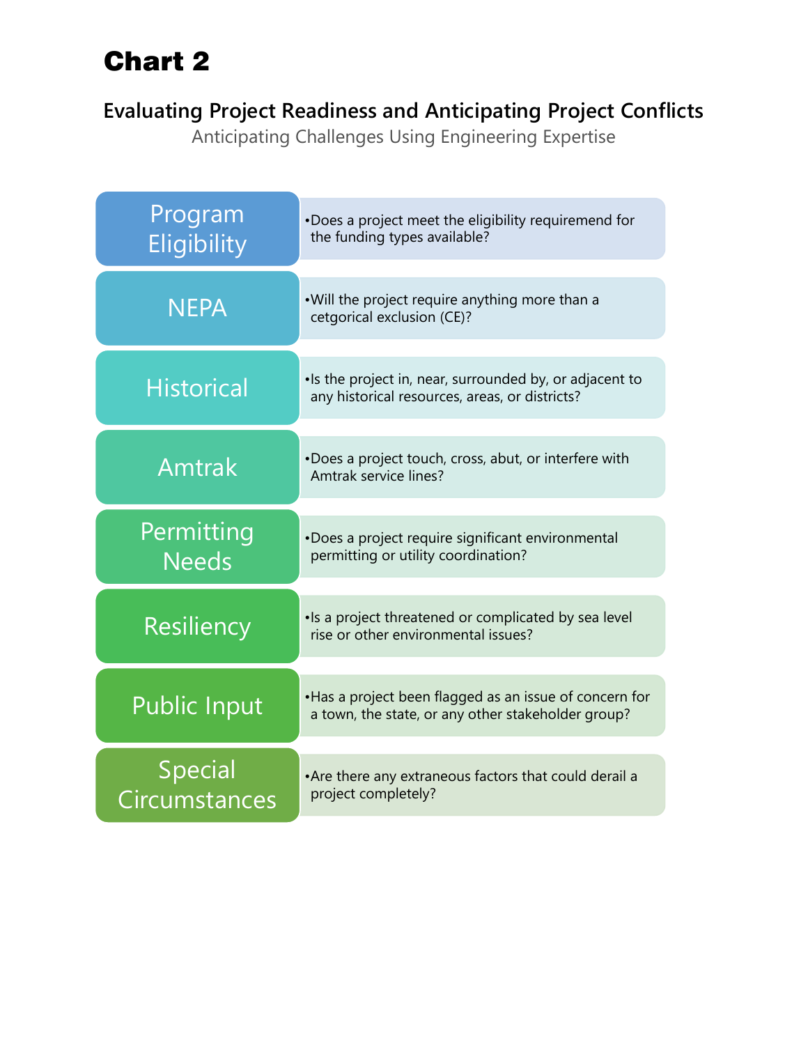# Chart 2

## Evaluating Project Readiness and Anticipating Project Conflicts

Anticipating Challenges Using Engineering Expertise

Program Eligibility

- Does a project meet the eligibility requiremend for the funding types available?

NEPA

- Will the project require anything more than a cetgorical exclusion (CE)?

Historical

- Is the project in, near, surrounded by, or adjacent to any historical resources, areas, or districts?

Amtrak

- Does a project touch, cross, abut, or interfere with Amtrak service lines?

Permitting Needs

- Does a project require significant environmental permitting or utility coordination?

Resiliency

- Is a project threatened or complicated by sea level rise or other environmental issues?

Public Input

- Has a project been flagged as an issue of concern for a town, the state, or any other stakeholder group?

Special Circumstances

- Are there any extraneous factors that could derail a project completely?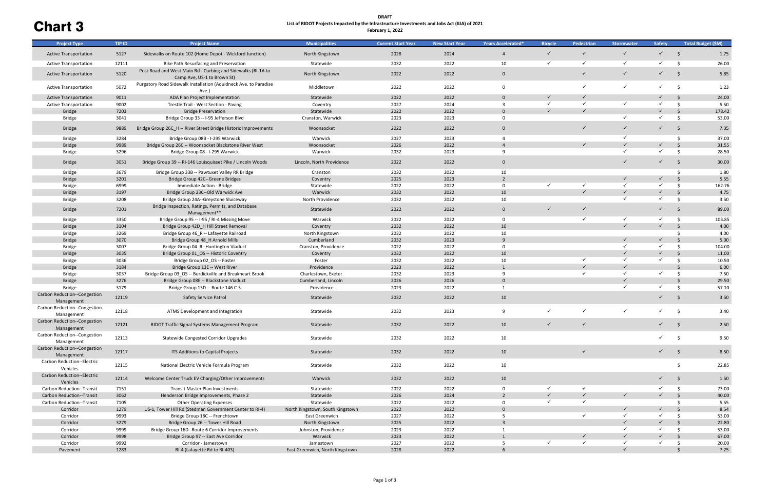# Chart 3

**DRAFT**
**List of RIDOT Projects Impacted by the Infrastructure Investments and Jobs Act (IIJA) of 2021**
**February 1, 2022**

| Project Type | TIP ID | Project Name | Municipalities | Current Start Year | New Start Year | Years Accelerated* | Bicycle | Pedestrian | Stormwater | Safety | Total Budget ($M) |
|---|---|---|---|---|---|---|---|---|---|---|---|
| Active Transportation | 5127 | Sidewalks on Route 102 (Home Depot - Wickford Junction) | North Kingstown | 2028 | 2024 | 4 | ✓ | ✓ | ✓ | ✓ | $ 1.75 |
| Active Transportation | 12111 | Bike Path Resurfacing and Preservation | Statewide | 2032 | 2022 | 10 | ✓ | ✓ | ✓ | ✓ | $ 26.00 |
| Active Transportation | 5120 | Post Road and West Main Rd - Curbing and Sidewalks (RI-1A to Camp Ave, US-1 to Brown St) | North Kingstown | 2022 | 2022 | 0 | | ✓ | ✓ | ✓ | $ 5.85 |
| Active Transportation | 5072 | Purgatory Road Sidewalk Installation (Aquidneck Ave. to Paradise Ave.) | Middletown | 2022 | 2022 | 0 | | ✓ | ✓ | ✓ | $ 1.23 |
| Active Transportation | 9011 | ADA Plan Project Implementation | Statewide | 2022 | 2022 | 0 | ✓ | ✓ | | ✓ | $ 24.00 |
| Active Transportation | 9002 | Trestle Trail - West Section - Paving | Coventry | 2027 | 2024 | 3 | ✓ | ✓ | ✓ | ✓ | $ 5.50 |
| Bridge | 7203 | Bridge Preservation | Statewide | 2022 | 2022 | 0 | ✓ | ✓ | | ✓ | $ 178.42 |
| Bridge | 3041 | Bridge Group 33 -- I-95 Jefferson Blvd | Cranston, Warwick | 2023 | 2023 | 0 | | | ✓ | ✓ | $ 53.00 |
| Bridge | 9889 | Bridge Group 26C_H -- River Street Bridge Historic Improvements | Woonsocket | 2022 | 2022 | 0 | | ✓ | ✓ | ✓ | $ 7.35 |
| Bridge | 3284 | Bridge Group 08B - I-295 Warwick | Warwick | 2027 | 2023 | 4 | | | ✓ | | $ 37.00 |
| Bridge | 9989 | Bridge Group 26C -- Woonsocket Blackstone River West | Woonsocket | 2026 | 2022 | 4 | | ✓ | ✓ | ✓ | $ 31.55 |
| Bridge | 3296 | Bridge Group 08 - I-295 Warwick | Warwick | 2032 | 2023 | 9 | | | ✓ | ✓ | $ 28.50 |
| Bridge | 3051 | Bridge Group 39 -- RI-146 Louisquisset Pike / Lincoln Woods | Lincoln, North Providence | 2022 | 2022 | 0 | | | ✓ | ✓ | $ 30.00 |
| Bridge | 3679 | Bridge Group 33B -- Pawtuxet Valley RR Bridge | Cranston | 2032 | 2022 | 10 | | | | | $ 1.80 |
| Bridge | 3201 | Bridge Group 42C--Greene Bridges | Coventry | 2025 | 2023 | 2 | | | ✓ | ✓ | $ 5.55 |
| Bridge | 6999 | Immediate Action - Bridge | Statewide | 2022 | 2022 | 0 | ✓ | ✓ | ✓ | ✓ | $ 162.76 |
| Bridge | 3197 | Bridge Group 23C--Old Warwick Ave | Warwick | 2032 | 2022 | 10 | | ✓ | ✓ | ✓ | $ 4.75 |
| Bridge | 3208 | Bridge Group 24A--Greystone Sluiceway | North Providence | 2032 | 2022 | 10 | | | ✓ | ✓ | $ 3.50 |
| Bridge | 7201 | Bridge Inspection, Ratings, Permits, and Database Management** | Statewide | 2022 | 2022 | 0 | ✓ | ✓ | | ✓ | $ 89.00 |
| Bridge | 3350 | Bridge Group 95 -- I-95 / RI-4 Missing Move | Warwick | 2022 | 2022 | 0 | | ✓ | ✓ | ✓ | $ 103.85 |
| Bridge | 3104 | Bridge Group 42D_H Hill Street Removal | Coventry | 2032 | 2022 | 10 | | | ✓ | ✓ | $ 4.00 |
| Bridge | 3269 | Bridge Group 46_R -- Lafayette Railroad | North Kingstown | 2032 | 2022 | 10 | | | | | $ 4.00 |
| Bridge | 3070 | Bridge Group 48_H Arnold Mills | Cumberland | 2032 | 2023 | 9 | | | ✓ | ✓ | $ 5.00 |
| Bridge | 3007 | Bridge Group 04_R--Huntington Viaduct | Cranston, Providence | 2022 | 2022 | 0 | | | ✓ | ✓ | $ 104.00 |
| Bridge | 3035 | Bridge Group 01_OS -- Historic Coventry | Coventry | 2032 | 2022 | 10 | | | ✓ | ✓ | $ 11.00 |
| Bridge | 3036 | Bridge Group 02_OS -- Foster | Foster | 2032 | 2022 | 10 | | ✓ | ✓ | ✓ | $ 10.50 |
| Bridge | 3184 | Bridge Group 13E -- West River | Providence | 2023 | 2022 | 1 | | ✓ | ✓ | | $ 6.00 |
| Bridge | 3037 | Bridge Group 03_OS -- Burdickville and Breakheart Brook | Charlestown, Exeter | 2032 | 2023 | 9 | | ✓ | ✓ | ✓ | $ 7.50 |
| Bridge | 3276 | Bridge Group 08E -- Blackstone Viaduct | Cumberland, Lincoln | 2026 | 2026 | 0 | | | ✓ | | $ 29.50 |
| Bridge | 3179 | Bridge Group 13D -- Route 146 C-3 | Providence | 2023 | 2022 | 1 | | | ✓ | ✓ | $ 57.10 |
| Carbon Reduction--Congestion Management | 12119 | Safety Service Patrol | Statewide | 2032 | 2022 | 10 | | | | ✓ | $ 3.50 |
| Carbon Reduction--Congestion Management | 12118 | ATMS Development and Integration | Statewide | 2032 | 2023 | 9 | ✓ | ✓ | ✓ | ✓ | $ 3.40 |
| Carbon Reduction--Congestion Management | 12121 | RIDOT Traffic Signal Systems Management Program | Statewide | 2032 | 2022 | 10 | ✓ | ✓ | | ✓ | $ 2.50 |
| Carbon Reduction--Congestion Management | 12113 | Statewide Congested Corridor Upgrades | Statewide | 2032 | 2022 | 10 | | | | ✓ | $ 9.50 |
| Carbon Reduction--Congestion Management | 12117 | ITS Additions to Capital Projects | Statewide | 2032 | 2022 | 10 | | ✓ | | ✓ | $ 8.50 |
| Carbon Reduction--Electric Vehicles | 12115 | National Electric Vehicle Formula Program | Statewide | 2032 | 2022 | 10 | | | | | $ 22.85 |
| Carbon Reduction--Electric Vehicles | 12114 | Welcome Center Truck EV Charging/Other Improvements | Warwick | 2032 | 2022 | 10 | | | | ✓ | $ 1.50 |
| Carbon Reduction--Transit | 7151 | Transit Master Plan Investments | Statewide | 2022 | 2022 | 0 | ✓ | ✓ | | ✓ | $ 73.00 |
| Carbon Reduction--Transit | 3062 | Henderson Bridge Improvements, Phase 2 | Statewide | 2026 | 2024 | 2 | ✓ | ✓ | ✓ | ✓ | $ 40.00 |
| Carbon Reduction--Transit | 7105 | Other Operating Expenses | Statewide | 2022 | 2022 | 0 | ✓ | ✓ | | | $ 5.55 |
| Corridor | 1279 | US-1, Tower Hill Rd (Stedman Government Center to RI-4) | North Kingstown, South Kingstown | 2022 | 2022 | 0 | | | ✓ | ✓ | $ 8.54 |
| Corridor | 9993 | Bridge Group 18C -- Frenchtown | East Greenwich | 2027 | 2022 | 5 | | ✓ | ✓ | ✓ | $ 53.00 |
| Corridor | 3279 | Bridge Group 26 -- Tower Hill Road | North Kingstown | 2025 | 2022 | 3 | | | ✓ | ✓ | $ 22.80 |
| Corridor | 9999 | Bridge Group 16D--Route 6 Corridor Improvements | Johnston, Providence | 2023 | 2022 | 1 | | | ✓ | ✓ | $ 53.00 |
| Corridor | 9998 | Bridge Group 97 -- East Ave Corridor | Warwick | 2023 | 2022 | 1 | | ✓ | ✓ | ✓ | $ 67.00 |
| Corridor | 9992 | Corridor - Jamestown | Jamestown | 2027 | 2022 | 5 | ✓ | ✓ | ✓ | ✓ | $ 20.00 |
| Pavement | 1283 | RI-4 (Lafayette Rd to RI-403) | East Greenwich, North Kingstown | 2028 | 2022 | 6 | | | ✓ | | $ 7.25 |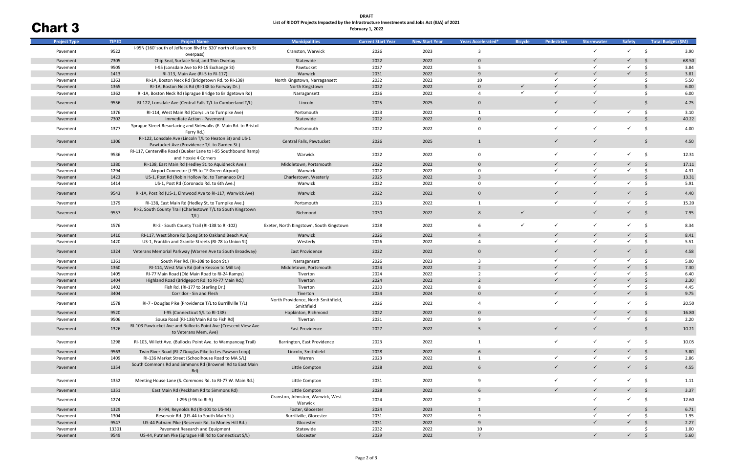# Chart 3

**DRAFT**

**List of RIDOT Projects Impacted by the Infrastructure Investments and Jobs Act (IIJA) of 2021**

**February 1, 2022**

| Project Type | TIP ID | Project Name | Municipalities | Current Start Year | New Start Year | Years Accelerated* | Bicycle | Pedestrian | Stormwater | Safety | Total Budget ($M) |
|---|---|---|---|---|---|---|---|---|---|---|---|
| Pavement | 9522 | I-95N (160' south of Jefferson Blvd to 320' north of Laurens St overpass) | Cranston, Warwick | 2026 | 2023 | 3 | | | ✓ | ✓ | $ 3.90 |
| Pavement | 7305 | Chip Seal, Surface Seal, and Thin Overlay | Statewide | 2022 | 2022 | 0 | | | ✓ | ✓ | $ 68.50 |
| Pavement | 9505 | I-95 (Lonsdale Ave to RI-15 Exchange St) | Pawtucket | 2027 | 2022 | 5 | | | ✓ | ✓ | $ 3.84 |
| Pavement | 1413 | RI-113, Main Ave (RI-5 to RI-117) | Warwick | 2031 | 2022 | 9 | | ✓ | ✓ | ✓ | $ 3.81 |
| Pavement | 1363 | RI-1A, Boston Neck Rd (Bridgetown Rd. to RI-138) | North Kingstown, Narragansett | 2032 | 2022 | 10 | | ✓ | ✓ | | $ 5.50 |
| Pavement | 1365 | RI-1A, Boston Neck Rd (RI-138 to Fairway Dr.) | North Kingstown | 2022 | 2022 | 0 | ✓ | ✓ | ✓ | | $ 6.00 |
| Pavement | 1362 | RI-1A, Boston Neck Rd (Sprague Bridge to Bridgetown Rd) | Narragansett | 2026 | 2022 | 4 | ✓ | ✓ | ✓ | | $ 6.00 |
| Pavement | 9556 | RI-122, Lonsdale Ave (Central Falls T/L to Cumberland T/L) | Lincoln | 2025 | 2025 | 0 | | ✓ | ✓ | | $ 4.75 |
| Pavement | 1376 | RI-114, West Main Rd (Corys Ln to Turnpike Ave) | Portsmouth | 2023 | 2022 | 1 | | ✓ | ✓ | ✓ | $ 3.10 |
| Pavement | 7302 | Immediate Action - Pavement | Statewide | 2022 | 2022 | 0 | | | | | $ 40.22 |
| Pavement | 1377 | Sprague Street Resurfacing and Sidewalks (E. Main Rd. to Bristol Ferry Rd.) | Portsmouth | 2022 | 2022 | 0 | | ✓ | ✓ | ✓ | $ 4.00 |
| Pavement | 1306 | RI-122, Lonsdale Ave (Lincoln T/L to Heaton St) and US-1 Pawtucket Ave (Providence T/L to Garden St.) | Central Falls, Pawtucket | 2026 | 2025 | 1 | | ✓ | ✓ | | $ 4.50 |
| Pavement | 9536 | RI-117, Centerville Road (Quaker Lane to I-95 Southbound Ramp) and Hoxsie 4 Corners | Warwick | 2022 | 2022 | 0 | | ✓ | ✓ | ✓ | $ 12.31 |
| Pavement | 1380 | RI-138, East Main Rd (Hedley St. to Aquidneck Ave.) | Middletown, Portsmouth | 2022 | 2022 | 0 | | ✓ | ✓ | ✓ | $ 17.11 |
| Pavement | 1294 | Airport Connector (I-95 to TF Green Airport) | Warwick | 2022 | 2022 | 0 | | ✓ | ✓ | ✓ | $ 4.31 |
| Pavement | 1423 | US-1, Post Rd (Robin Hollow Rd. to Tamanaco Dr.) | Charlestown, Westerly | 2025 | 2022 | 3 | | | ✓ | | $ 13.31 |
| Pavement | 1414 | US-1, Post Rd (Coronado Rd. to 6th Ave.) | Warwick | 2022 | 2022 | 0 | | ✓ | ✓ | ✓ | $ 5.91 |
| Pavement | 9543 | RI-1A, Post Rd (US-1, Elmwood Ave to RI-117, Warwick Ave) | Warwick | 2022 | 2022 | 0 | | ✓ | ✓ | ✓ | $ 4.40 |
| Pavement | 1379 | RI-138, East Main Rd (Hedley St. to Turnpike Ave.) | Portsmouth | 2023 | 2022 | 1 | | ✓ | ✓ | ✓ | $ 15.20 |
| Pavement | 9557 | RI-2, South County Trail (Charlestown T/L to South Kingstown T/L) | Richmond | 2030 | 2022 | 8 | ✓ | | ✓ | ✓ | $ 7.95 |
| Pavement | 1576 | RI-2 - South County Trail (RI-138 to RI-102) | Exeter, North Kingstown, South Kingstown | 2028 | 2022 | 6 | ✓ | ✓ | ✓ | ✓ | $ 8.34 |
| Pavement | 1410 | RI-117, West Shore Rd (Long St to Oakland Beach Ave) | Warwick | 2026 | 2022 | 4 | | ✓ | ✓ | ✓ | $ 8.41 |
| Pavement | 1420 | US-1, Franklin and Granite Streets (RI-78 to Union St) | Westerly | 2026 | 2022 | 4 | | ✓ | ✓ | ✓ | $ 5.51 |
| Pavement | 1324 | Veterans Memorial Parkway (Warren Ave to South Broadway) | East Providence | 2022 | 2022 | 0 | | ✓ | ✓ | ✓ | $ 4.58 |
| Pavement | 1361 | South Pier Rd. (RI-108 to Boon St.) | Narragansett | 2026 | 2023 | 3 | | ✓ | ✓ | ✓ | $ 5.00 |
| Pavement | 1360 | RI-114, West Main Rd (John Kesson to Mill Ln) | Middletown, Portsmouth | 2024 | 2022 | 2 | | ✓ | ✓ | ✓ | $ 7.30 |
| Pavement | 1405 | RI-77 Main Road (Old Main Road to RI-24 Ramps) | Tiverton | 2024 | 2022 | 2 | | ✓ | ✓ | ✓ | $ 6.40 |
| Pavement | 1404 | Highland Road (Bridgeport Rd. to RI-77 Main Rd.) | Tiverton | 2024 | 2022 | 2 | | ✓ | ✓ | ✓ | $ 2.30 |
| Pavement | 1402 | Fish Rd. (RI-177 to Sterling Dr.) | Tiverton | 2030 | 2022 | 8 | | | ✓ | ✓ | $ 4.45 |
| Pavement | 3404 | Corridor - Sin and Flesh | Tiverton | 2024 | 2024 | 0 | | ✓ | ✓ | ✓ | $ 9.75 |
| Pavement | 1578 | RI-7 - Douglas Pike (Providence T/L to Burrillville T/L) | North Providence, North Smithfield, Smithfield | 2026 | 2022 | 4 | | ✓ | ✓ | ✓ | $ 20.50 |
| Pavement | 9520 | I-95 (Connecticut S/L to RI-138) | Hopkinton, Richmond | 2022 | 2022 | 0 | | | ✓ | ✓ | $ 16.80 |
| Pavement | 9506 | Sousa Road (RI-138/Main Rd to Fish Rd) | Tiverton | 2031 | 2022 | 9 | | | ✓ | ✓ | $ 2.20 |
| Pavement | 1326 | RI-103 Pawtucket Ave and Bullocks Point Ave (Crescent View Ave to Veterans Mem. Ave) | East Providence | 2027 | 2022 | 5 | | ✓ | ✓ | | $ 10.21 |
| Pavement | 1298 | RI-103, Willett Ave. (Bullocks Point Ave. to Wampanoag Trail) | Barrington, East Providence | 2023 | 2022 | 1 | | ✓ | ✓ | ✓ | $ 10.05 |
| Pavement | 9563 | Twin River Road (RI-7 Douglas Pike to Les Pawson Loop) | Lincoln, Smithfield | 2028 | 2022 | 6 | | | ✓ | ✓ | $ 3.80 |
| Pavement | 1409 | RI-136 Market Street (Schoolhouse Road to MA S/L) | Warren | 2023 | 2022 | 1 | | ✓ | ✓ | ✓ | $ 2.86 |
| Pavement | 1354 | South Commons Rd and Simmons Rd (Brownell Rd to East Main Rd) | Little Compton | 2028 | 2022 | 6 | | ✓ | ✓ | ✓ | $ 4.55 |
| Pavement | 1352 | Meeting House Lane (S. Commons Rd. to RI-77 W. Main Rd.) | Little Compton | 2031 | 2022 | 9 | | ✓ | ✓ | ✓ | $ 1.11 |
| Pavement | 1351 | East Main Rd (Peckham Rd to Simmons Rd) | Little Compton | 2028 | 2022 | 6 | | ✓ | ✓ | ✓ | $ 3.37 |
| Pavement | 1274 | I-295 (I-95 to RI-5) | Cranston, Johnston, Warwick, West Warwick | 2024 | 2022 | 2 | | | ✓ | ✓ | $ 12.60 |
| Pavement | 1329 | RI-94, Reynolds Rd (RI-101 to US-44) | Foster, Glocester | 2024 | 2023 | 1 | | | ✓ | | $ 6.71 |
| Pavement | 1304 | Reservoir Rd. (US-44 to South Main St.) | Burrillville, Glocester | 2031 | 2022 | 9 | | | ✓ | ✓ | $ 1.95 |
| Pavement | 9547 | US-44 Putnam Pike (Reservoir Rd. to Money Hill Rd.) | Glocester | 2031 | 2022 | 9 | | | ✓ | ✓ | $ 2.27 |
| Pavement | 13301 | Pavement Research and Equipment | Statewide | 2032 | 2022 | 10 | | | | | $ 1.00 |
| Pavement | 9549 | US-44, Putnam Pke (Sprague Hill Rd to Connecticut S/L) | Glocester | 2029 | 2022 | 7 | | | ✓ | ✓ | $ 5.60 |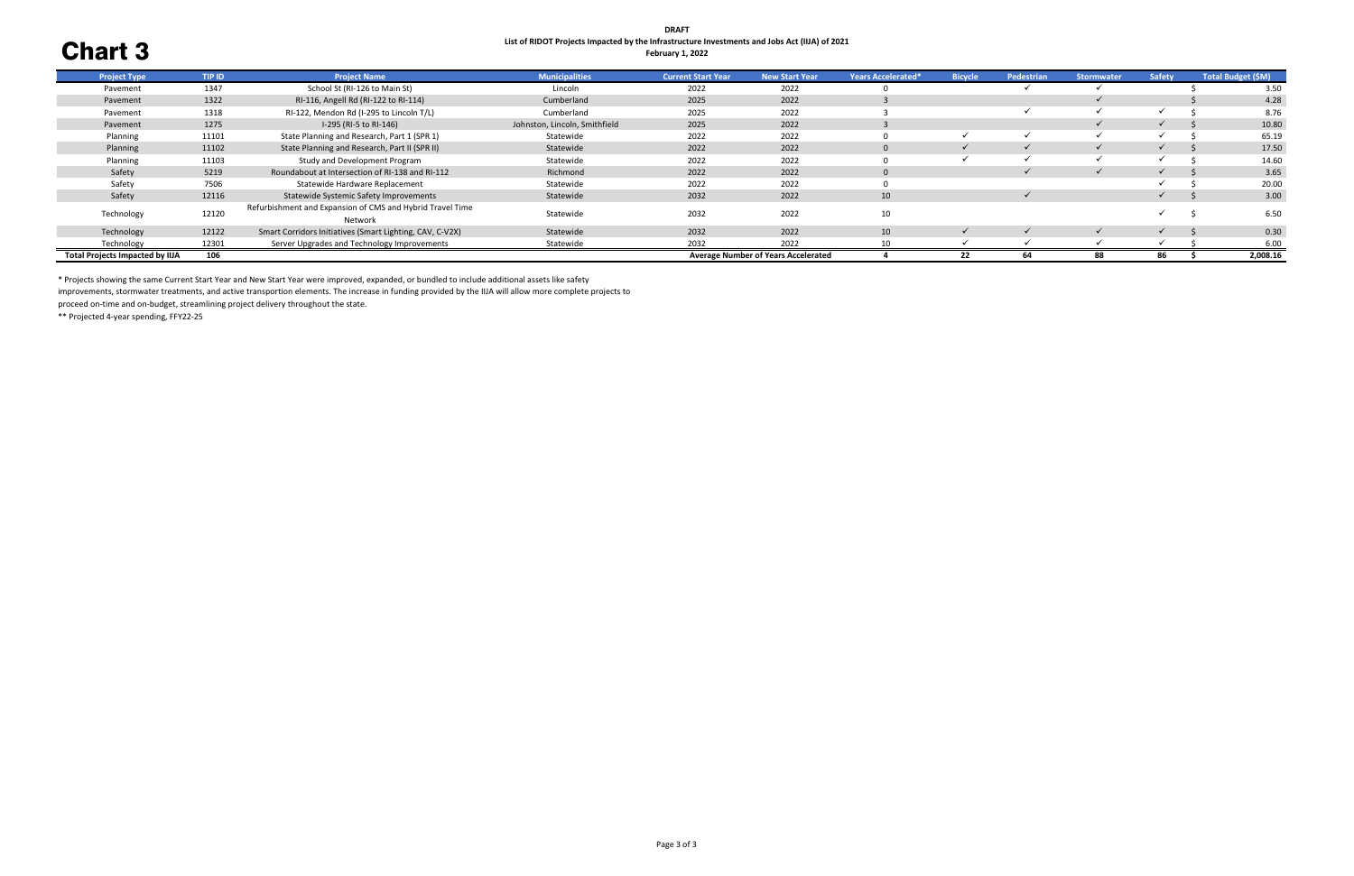# Chart 3

**DRAFT**
**List of RIDOT Projects Impacted by the Infrastructure Investments and Jobs Act (IIJA) of 2021**
**February 1, 2022**

| Project Type | TIP ID | Project Name | Municipalities | Current Start Year | New Start Year | Years Accelerated* | Bicycle | Pedestrian | Stormwater | Safety | Total Budget ($M) |
|---|---|---|---|---|---|---|---|---|---|---|---|
| Pavement | 1347 | School St (RI-126 to Main St) | Lincoln | 2022 | 2022 | 0 | | ✓ | ✓ | | $ 3.50 |
| Pavement | 1322 | RI-116, Angell Rd (RI-122 to RI-114) | Cumberland | 2025 | 2022 | 3 | | | ✓ | | $ 4.28 |
| Pavement | 1318 | RI-122, Mendon Rd (I-295 to Lincoln T/L) | Cumberland | 2025 | 2022 | 3 | | ✓ | ✓ | ✓ | $ 8.76 |
| Pavement | 1275 | I-295 (RI-5 to RI-146) | Johnston, Lincoln, Smithfield | 2025 | 2022 | 3 | | | ✓ | ✓ | $ 10.80 |
| Planning | 11101 | State Planning and Research, Part 1 (SPR 1) | Statewide | 2022 | 2022 | 0 | ✓ | ✓ | ✓ | ✓ | $ 65.19 |
| Planning | 11102 | State Planning and Research, Part II (SPR II) | Statewide | 2022 | 2022 | 0 | ✓ | ✓ | ✓ | ✓ | $ 17.50 |
| Planning | 11103 | Study and Development Program | Statewide | 2022 | 2022 | 0 | ✓ | ✓ | ✓ | ✓ | $ 14.60 |
| Safety | 5219 | Roundabout at Intersection of RI-138 and RI-112 | Richmond | 2022 | 2022 | 0 | | ✓ | ✓ | ✓ | $ 3.65 |
| Safety | 7506 | Statewide Hardware Replacement | Statewide | 2022 | 2022 | 0 | | | | ✓ | $ 20.00 |
| Safety | 12116 | Statewide Systemic Safety Improvements | Statewide | 2032 | 2022 | 10 | | ✓ | | ✓ | $ 3.00 |
| Technology | 12120 | Refurbishment and Expansion of CMS and Hybrid Travel Time Network | Statewide | 2032 | 2022 | 10 | | | | ✓ | $ 6.50 |
| Technology | 12122 | Smart Corridors Initiatives (Smart Lighting, CAV, C-V2X) | Statewide | 2032 | 2022 | 10 | ✓ | ✓ | ✓ | ✓ | $ 0.30 |
| Technology | 12301 | Server Upgrades and Technology Improvements | Statewide | 2032 | 2022 | 10 | ✓ | ✓ | ✓ | ✓ | $ 6.00 |
| **Total Projects Impacted by IIJA** | **106** | | | **Average Number of Years Accelerated** | | **4** | **22** | **64** | **88** | **86** | **$ 2,008.16** |

\* Projects showing the same Current Start Year and New Start Year were improved, expanded, or bundled to include additional assets like safety improvements, stormwater treatments, and active transportion elements. The increase in funding provided by the IIJA will allow more complete projects to proceed on-time and on-budget, streamlining project delivery throughout the state.

\*\* Projected 4-year spending, FFY22-25